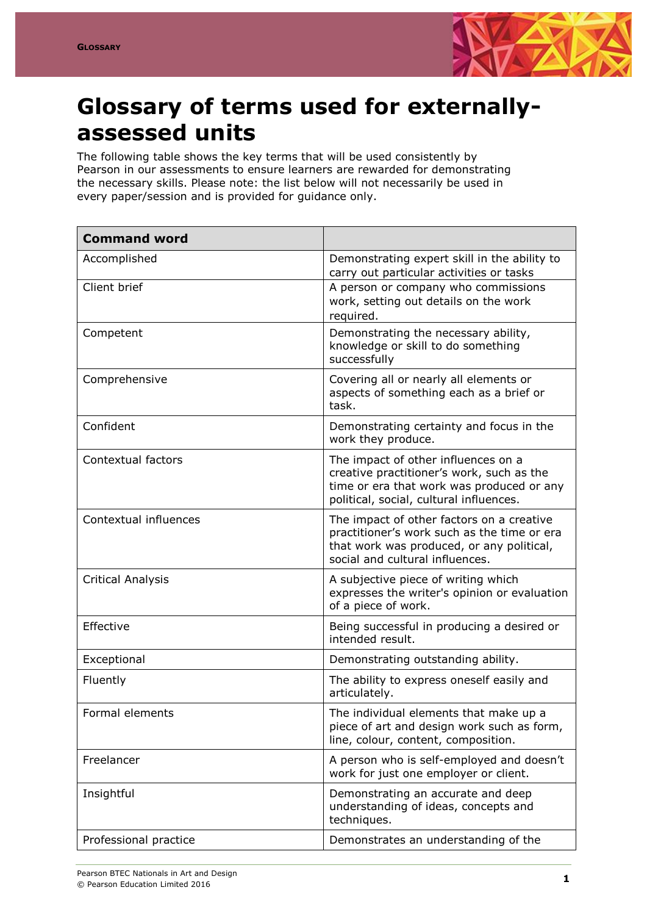# Glossary of terms used for externally-assessed units

The following table shows the key terms that will be used consistently by Pearson in our assessments to ensure learners are rewarded for demonstrating the necessary skills. Please note: the list below will not necessarily be used in every paper/session and is provided for guidance only.

| Command word | |
|---|---|
| Accomplished | Demonstrating expert skill in the ability to carry out particular activities or tasks |
| Client brief | A person or company who commissions work, setting out details on the work required. |
| Competent | Demonstrating the necessary ability, knowledge or skill to do something successfully |
| Comprehensive | Covering all or nearly all elements or aspects of something each as a brief or task. |
| Confident | Demonstrating certainty and focus in the work they produce. |
| Contextual factors | The impact of other influences on a creative practitioner’s work, such as the time or era that work was produced or any political, social, cultural influences. |
| Contextual influences | The impact of other factors on a creative practitioner’s work such as the time or era that work was produced, or any political, social and cultural influences. |
| Critical Analysis | A subjective piece of writing which expresses the writer's opinion or evaluation of a piece of work. |
| Effective | Being successful in producing a desired or intended result. |
| Exceptional | Demonstrating outstanding ability. |
| Fluently | The ability to express oneself easily and articulately. |
| Formal elements | The individual elements that make up a piece of art and design work such as form, line, colour, content, composition. |
| Freelancer | A person who is self-employed and doesn’t work for just one employer or client. |
| Insightful | Demonstrating an accurate and deep understanding of ideas, concepts and techniques. |
| Professional practice | Demonstrates an understanding of the |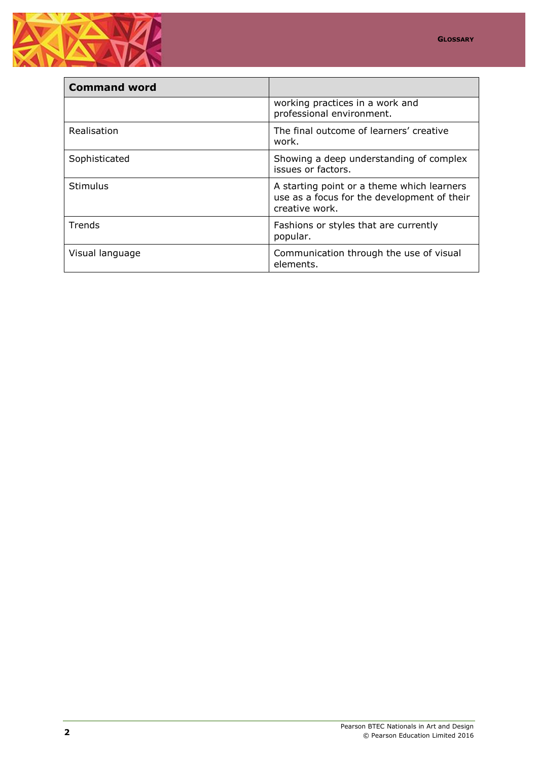| Command word | |
|---|---|
| | working practices in a work and professional environment. |
| Realisation | The final outcome of learners' creative work. |
| Sophisticated | Showing a deep understanding of complex issues or factors. |
| Stimulus | A starting point or a theme which learners use as a focus for the development of their creative work. |
| Trends | Fashions or styles that are currently popular. |
| Visual language | Communication through the use of visual elements. |